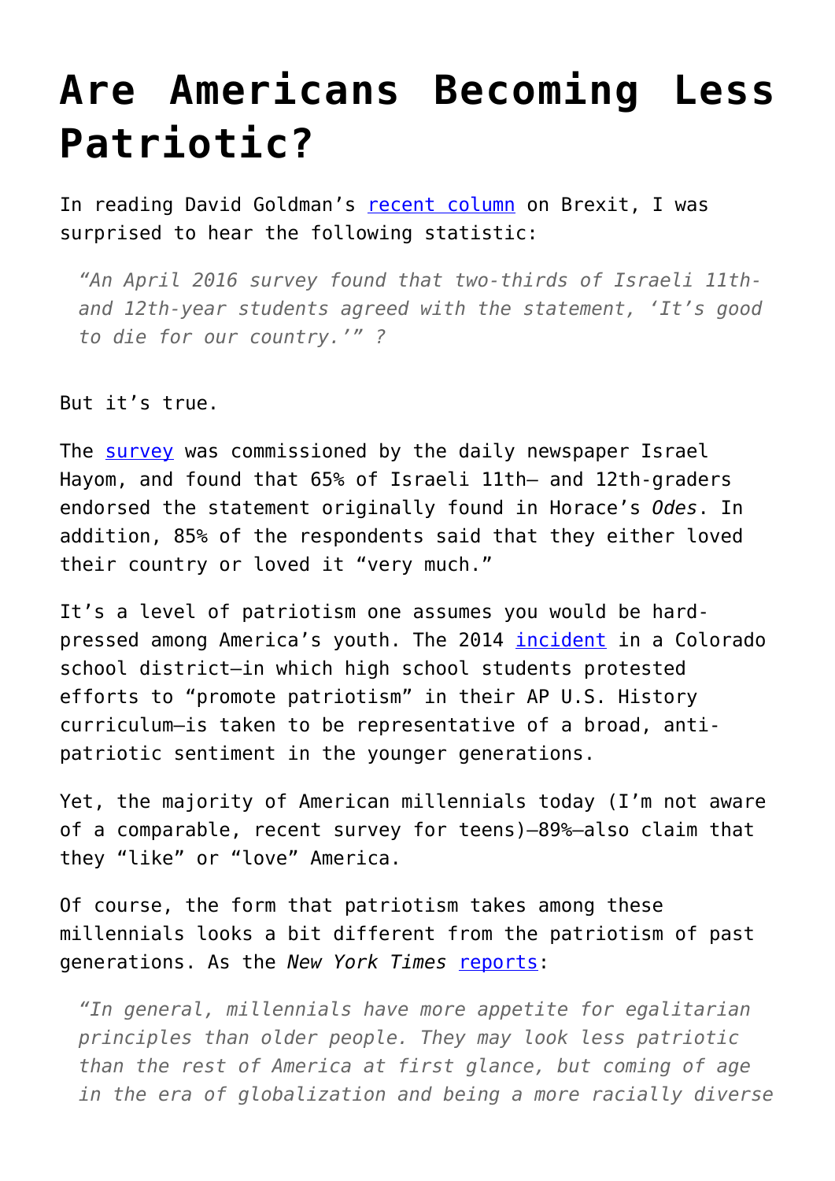# Are Americans Becoming Less Patriotic?

In reading David Goldman's recent column on Brexit, I was surprised to hear the following statistic:

> *"An April 2016 survey found that two-thirds of Israeli 11th- and 12th-year students agreed with the statement, 'It's good to die for our country.'" ?*

But it's true.

The survey was commissioned by the daily newspaper Israel Hayom, and found that 65% of Israeli 11th– and 12th-graders endorsed the statement originally found in Horace's *Odes*. In addition, 85% of the respondents said that they either loved their country or loved it "very much."

It's a level of patriotism one assumes you would be hard-pressed among America's youth. The 2014 incident in a Colorado school district—in which high school students protested efforts to "promote patriotism" in their AP U.S. History curriculum—is taken to be representative of a broad, anti-patriotic sentiment in the younger generations.

Yet, the majority of American millennials today (I'm not aware of a comparable, recent survey for teens)—89%—also claim that they "like" or "love" America.

Of course, the form that patriotism takes among these millennials looks a bit different from the patriotism of past generations. As the *New York Times* reports:

> *"In general, millennials have more appetite for egalitarian principles than older people. They may look less patriotic than the rest of America at first glance, but coming of age in the era of globalization and being a more racially diverse*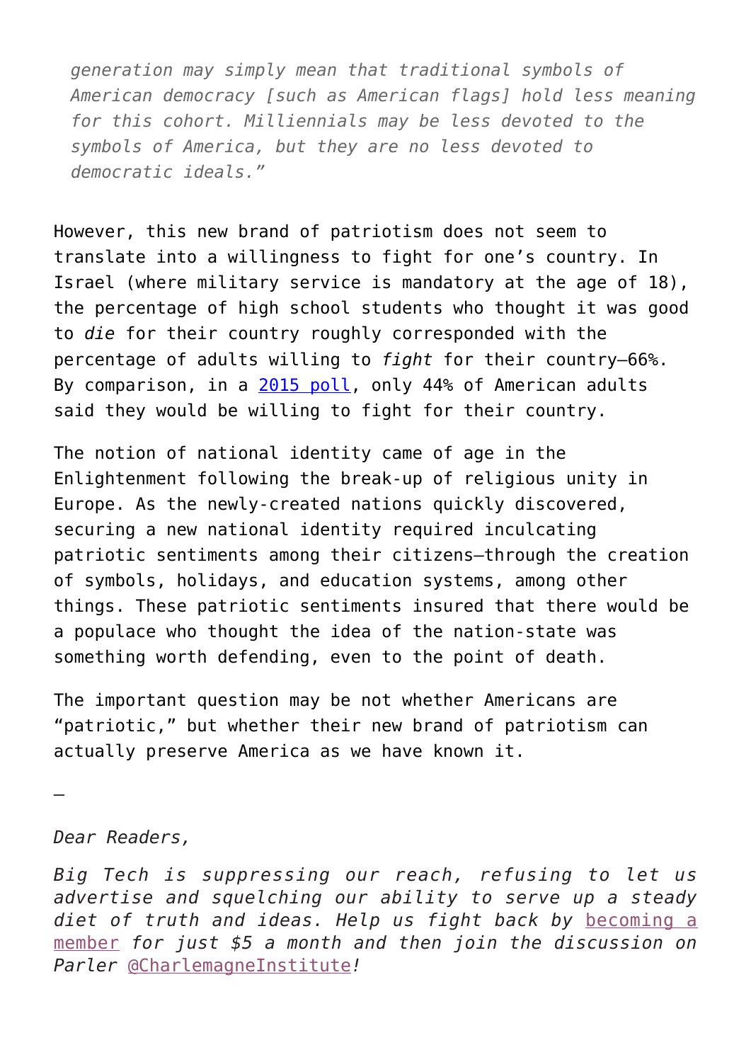> *generation may simply mean that traditional symbols of American democracy [such as American flags] hold less meaning for this cohort. Milliennials may be less devoted to the symbols of America, but they are no less devoted to democratic ideals."*

However, this new brand of patriotism does not seem to translate into a willingness to fight for one's country. In Israel (where military service is mandatory at the age of 18), the percentage of high school students who thought it was good to *die* for their country roughly corresponded with the percentage of adults willing to *fight* for their country—66%. By comparison, in a [2015 poll](), only 44% of American adults said they would be willing to fight for their country.

The notion of national identity came of age in the Enlightenment following the break-up of religious unity in Europe. As the newly-created nations quickly discovered, securing a new national identity required inculcating patriotic sentiments among their citizens—through the creation of symbols, holidays, and education systems, among other things. These patriotic sentiments insured that there would be a populace who thought the idea of the nation-state was something worth defending, even to the point of death.

The important question may be not whether Americans are "patriotic," but whether their new brand of patriotism can actually preserve America as we have known it.

—

*Dear Readers,*

*Big Tech is suppressing our reach, refusing to let us advertise and squelching our ability to serve up a steady diet of truth and ideas. Help us fight back by [becoming a member]() for just $5 a month and then join the discussion on Parler [@CharlemagneInstitute]()!*